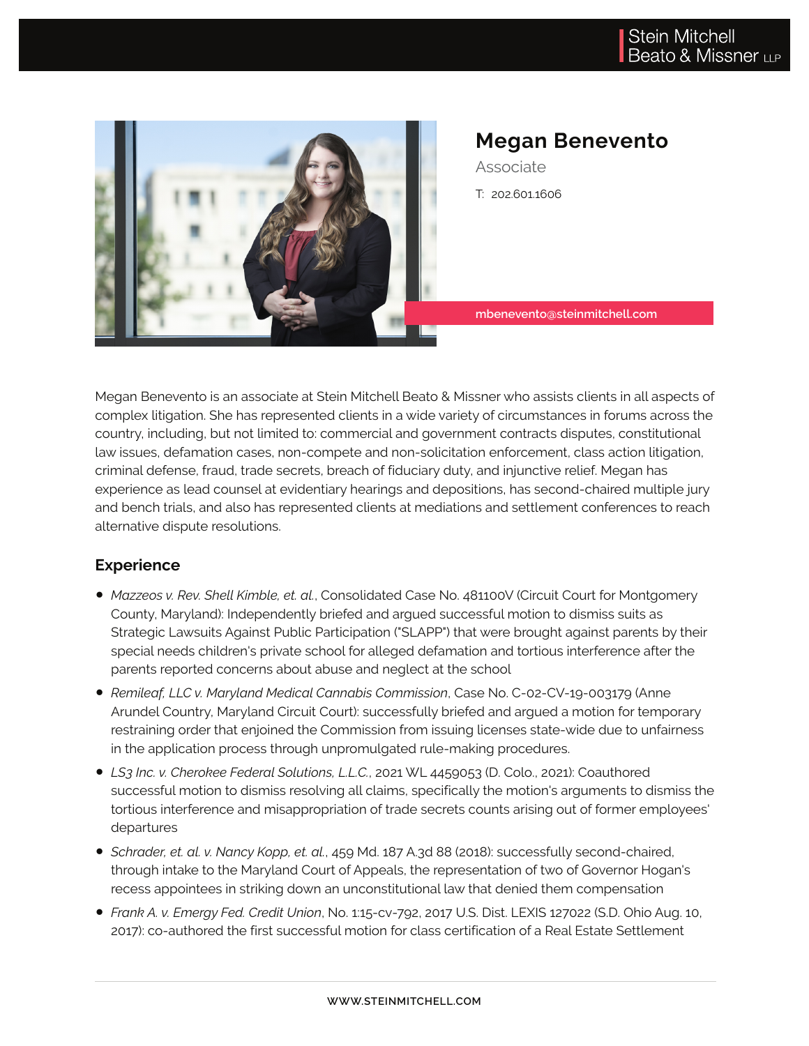# Megan Benevento

Associate

T: 202.601.1606

mbenevento@steinmitchell.com

Megan Benevento is an associate at Stein Mitchell Beato & Missner who assists clients in all aspects of complex litigation. She has represented clients in a wide variety of circumstances in forums across the country, including, but not limited to: commercial and government contracts disputes, constitutional law issues, defamation cases, non-compete and non-solicitation enforcement, class action litigation, criminal defense, fraud, trade secrets, breach of fiduciary duty, and injunctive relief. Megan has experience as lead counsel at evidentiary hearings and depositions, has second-chaired multiple jury and bench trials, and also has represented clients at mediations and settlement conferences to reach alternative dispute resolutions.

## Experience

- *Mazzeos v. Rev. Shell Kimble, et. al.*, Consolidated Case No. 481100V (Circuit Court for Montgomery County, Maryland): Independently briefed and argued successful motion to dismiss suits as Strategic Lawsuits Against Public Participation ("SLAPP") that were brought against parents by their special needs children's private school for alleged defamation and tortious interference after the parents reported concerns about abuse and neglect at the school
- *Remileaf, LLC v. Maryland Medical Cannabis Commission*, Case No. C-02-CV-19-003179 (Anne Arundel Country, Maryland Circuit Court): successfully briefed and argued a motion for temporary restraining order that enjoined the Commission from issuing licenses state-wide due to unfairness in the application process through unpromulgated rule-making procedures.
- *LS3 Inc. v. Cherokee Federal Solutions, L.L.C.*, 2021 WL 4459053 (D. Colo., 2021): Coauthored successful motion to dismiss resolving all claims, specifically the motion's arguments to dismiss the tortious interference and misappropriation of trade secrets counts arising out of former employees' departures
- *Schrader, et. al. v. Nancy Kopp, et. al.*, 459 Md. 187 A.3d 88 (2018): successfully second-chaired, through intake to the Maryland Court of Appeals, the representation of two of Governor Hogan's recess appointees in striking down an unconstitutional law that denied them compensation
- *Frank A. v. Emergy Fed. Credit Union*, No. 1:15-cv-792, 2017 U.S. Dist. LEXIS 127022 (S.D. Ohio Aug. 10, 2017): co-authored the first successful motion for class certification of a Real Estate Settlement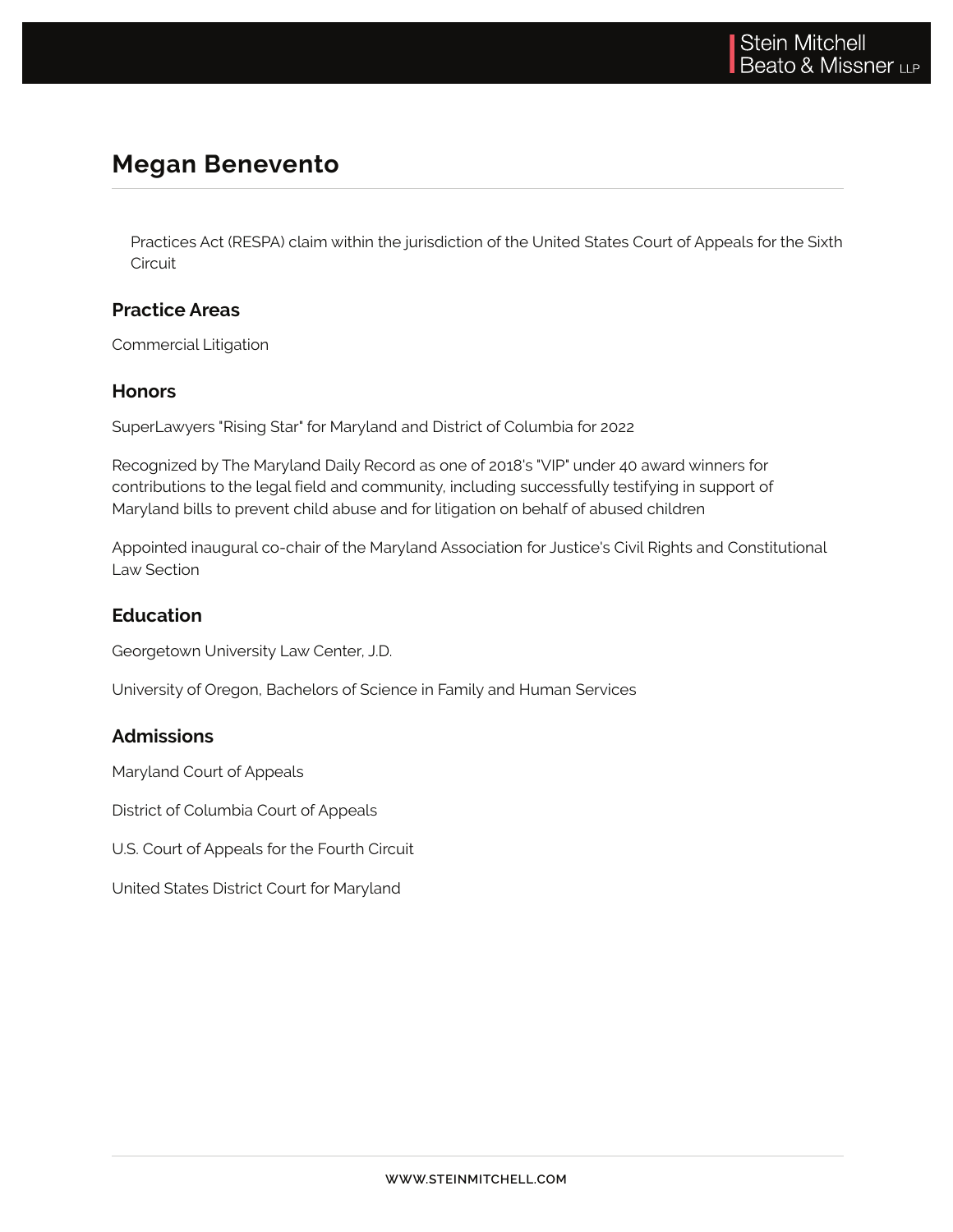## Megan Benevento

Practices Act (RESPA) claim within the jurisdiction of the United States Court of Appeals for the Sixth Circuit

### Practice Areas

Commercial Litigation

### Honors

SuperLawyers "Rising Star" for Maryland and District of Columbia for 2022

Recognized by The Maryland Daily Record as one of 2018's "VIP" under 40 award winners for contributions to the legal field and community, including successfully testifying in support of Maryland bills to prevent child abuse and for litigation on behalf of abused children

Appointed inaugural co-chair of the Maryland Association for Justice's Civil Rights and Constitutional Law Section

### Education

Georgetown University Law Center, J.D.

University of Oregon, Bachelors of Science in Family and Human Services

### Admissions

Maryland Court of Appeals

District of Columbia Court of Appeals

U.S. Court of Appeals for the Fourth Circuit

United States District Court for Maryland